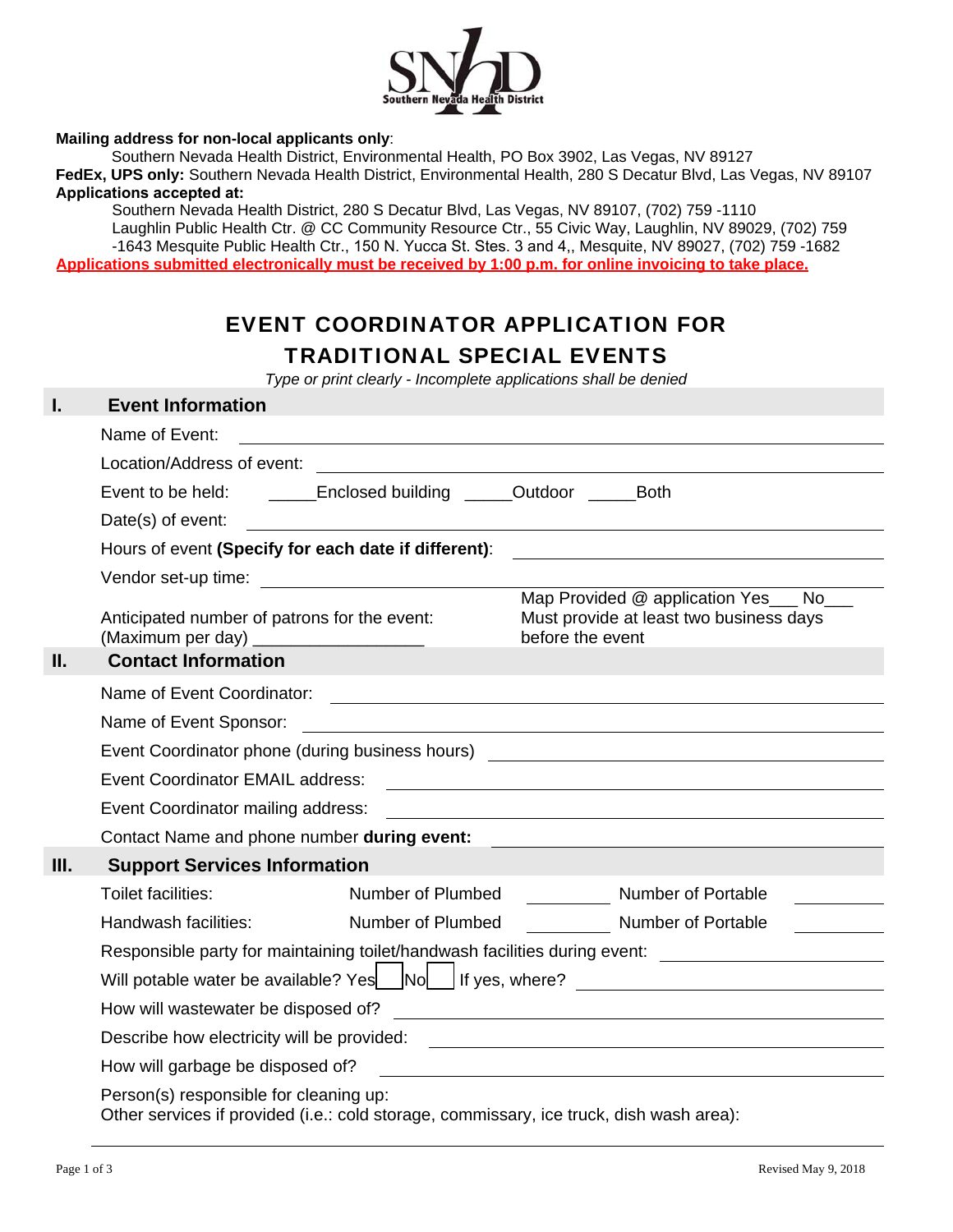**Mailing address for non-local applicants only**:

Southern Nevada Health District, Environmental Health, PO Box 3902, Las Vegas, NV 89127

**FedEx, UPS only:** Southern Nevada Health District, Environmental Health, 280 S Decatur Blvd, Las Vegas, NV 89107

**Applications accepted at:**

Southern Nevada Health District, 280 S Decatur Blvd, Las Vegas, NV 89107, (702) 759 -1110
Laughlin Public Health Ctr. @ CC Community Resource Ctr., 55 Civic Way, Laughlin, NV 89029, (702) 759 -1643 Mesquite Public Health Ctr., 150 N. Yucca St. Stes. 3 and 4,, Mesquite, NV 89027, (702) 759 -1682

**Applications submitted electronically must be received by 1:00 p.m. for online invoicing to take place.**

# EVENT COORDINATOR APPLICATION FOR TRADITIONAL SPECIAL EVENTS

*Type or print clearly - Incomplete applications shall be denied*

## I. Event Information

Name of Event: ______________________________

Location/Address of event: ______________________________

Event to be held: _____Enclosed building _____Outdoor _____Both

Date(s) of event: ______________________________

Hours of event **(Specify for each date if different)**: ______________________________

Vendor set-up time: ______________________________

Anticipated number of patrons for the event: (Maximum per day) _________________

Map Provided @ application Yes___ No___ Must provide at least two business days before the event

## II. Contact Information

Name of Event Coordinator: ______________________________

Name of Event Sponsor: ______________________________

Event Coordinator phone (during business hours) ______________________________

Event Coordinator EMAIL address: ______________________________

Event Coordinator mailing address: ______________________________

Contact Name and phone number **during event:** ______________________________

## III. Support Services Information

Toilet facilities: Number of Plumbed ________ Number of Portable ________

Handwash facilities: Number of Plumbed ________ Number of Portable ________

Responsible party for maintaining toilet/handwash facilities during event: ______________________________

Will potable water be available? Yes☐ No☐ If yes, where? ______________________________

How will wastewater be disposed of? ______________________________

Describe how electricity will be provided: ______________________________

How will garbage be disposed of? ______________________________

Person(s) responsible for cleaning up:

Other services if provided (i.e.: cold storage, commissary, ice truck, dish wash area):

______________________________

Revised May 9, 2018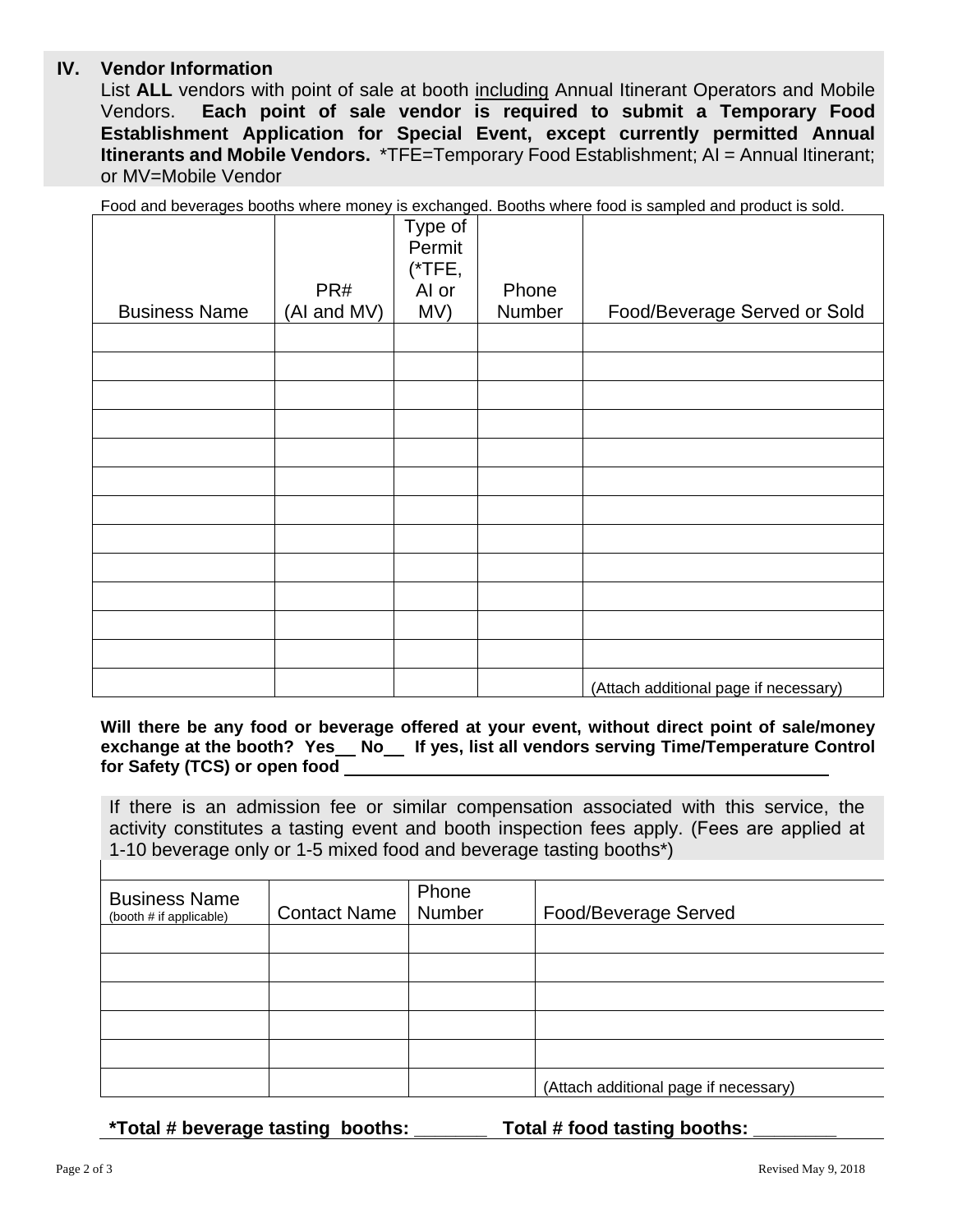## IV. Vendor Information

List **ALL** vendors with point of sale at booth including Annual Itinerant Operators and Mobile Vendors. **Each point of sale vendor is required to submit a Temporary Food Establishment Application for Special Event, except currently permitted Annual Itinerants and Mobile Vendors.** *TFE=Temporary Food Establishment; AI = Annual Itinerant; or MV=Mobile Vendor

Food and beverages booths where money is exchanged. Booths where food is sampled and product is sold.

| Business Name | PR# (AI and MV) | Type of Permit (*TFE, AI or MV) | Phone Number | Food/Beverage Served or Sold |
|---|---|---|---|---|
| | | | | |
| | | | | |
| | | | | |
| | | | | |
| | | | | |
| | | | | |
| | | | | |
| | | | | |
| | | | | |
| | | | | |
| | | | | |
| | | | | |
| | | | | (Attach additional page if necessary) |

**Will there be any food or beverage offered at your event, without direct point of sale/money exchange at the booth? Yes\_\_ No\_\_ If yes, list all vendors serving Time/Temperature Control for Safety (TCS) or open food** \_\_\_\_\_\_\_\_\_\_\_\_\_\_\_\_\_\_\_\_\_\_\_\_\_\_\_\_\_\_\_\_\_\_\_\_

If there is an admission fee or similar compensation associated with this service, the activity constitutes a tasting event and booth inspection fees apply. (Fees are applied at 1-10 beverage only or 1-5 mixed food and beverage tasting booths*)

| Business Name (booth # if applicable) | Contact Name | Phone Number | Food/Beverage Served |
|---|---|---|---|
| | | | |
| | | | |
| | | | |
| | | | |
| | | | |
| | | | (Attach additional page if necessary) |

**\*Total # beverage tasting booths: \_\_\_\_\_\_\_ Total # food tasting booths: \_\_\_\_\_\_\_\_**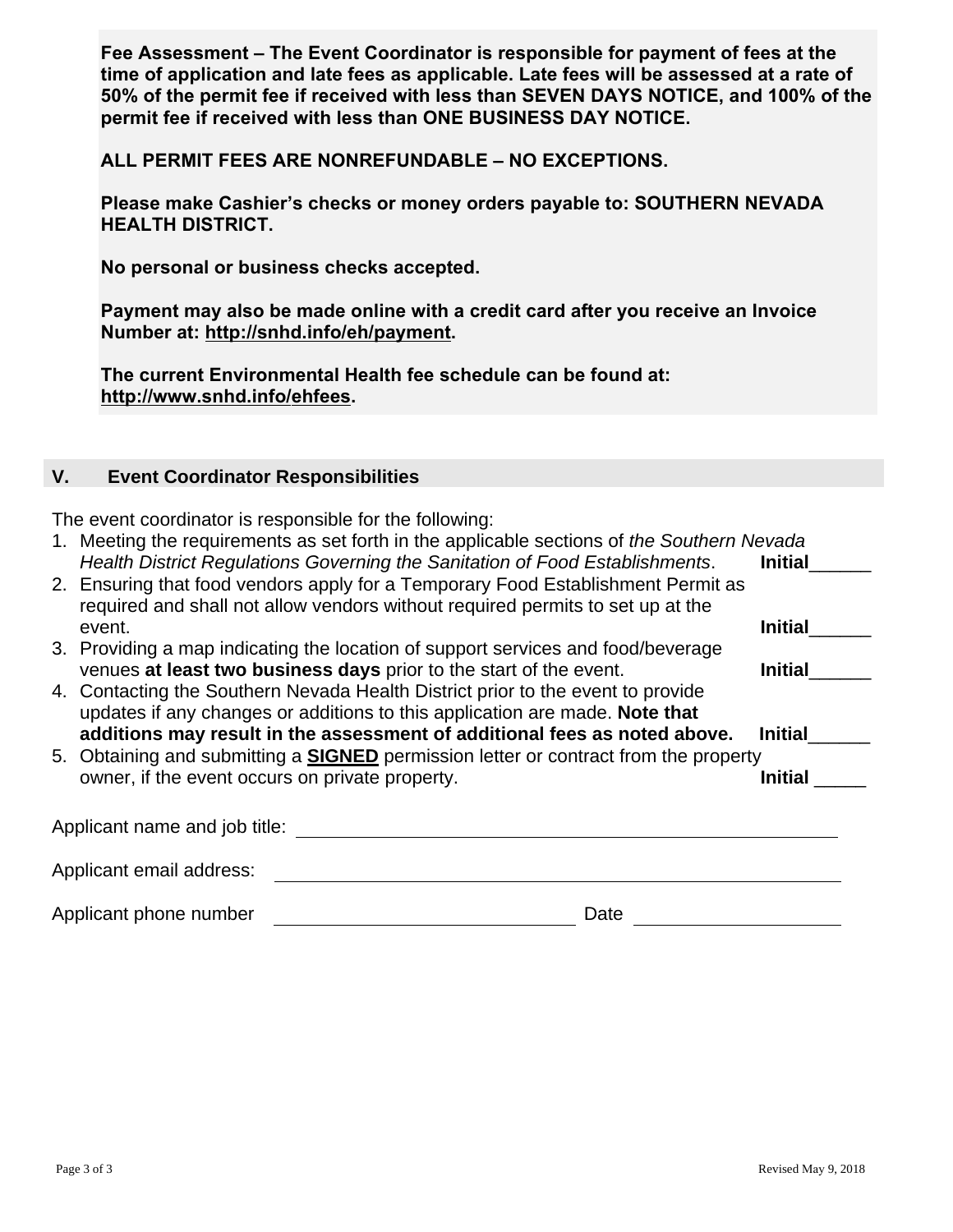**Fee Assessment – The Event Coordinator is responsible for payment of fees at the time of application and late fees as applicable. Late fees will be assessed at a rate of 50% of the permit fee if received with less than SEVEN DAYS NOTICE, and 100% of the permit fee if received with less than ONE BUSINESS DAY NOTICE.**

**ALL PERMIT FEES ARE NONREFUNDABLE – NO EXCEPTIONS.**

**Please make Cashier's checks or money orders payable to: SOUTHERN NEVADA HEALTH DISTRICT.**

**No personal or business checks accepted.**

**Payment may also be made online with a credit card after you receive an Invoice Number at: http://snhd.info/eh/payment.**

**The current Environmental Health fee schedule can be found at: http://www.snhd.info/ehfees.**

## V. Event Coordinator Responsibilities

The event coordinator is responsible for the following:

1. Meeting the requirements as set forth in the applicable sections of *the Southern Nevada Health District Regulations Governing the Sanitation of Food Establishments*. **Initial**______
2. Ensuring that food vendors apply for a Temporary Food Establishment Permit as required and shall not allow vendors without required permits to set up at the event. **Initial**______
3. Providing a map indicating the location of support services and food/beverage venues **at least two business days** prior to the start of the event. **Initial**______
4. Contacting the Southern Nevada Health District prior to the event to provide updates if any changes or additions to this application are made. **Note that additions may result in the assessment of additional fees as noted above.** **Initial**______
5. Obtaining and submitting a **SIGNED** permission letter or contract from the property owner, if the event occurs on private property. **Initial** _____

Applicant name and job title: ______________________________________________

Applicant email address: ______________________________________________

Applicant phone number ______________________ Date ______________